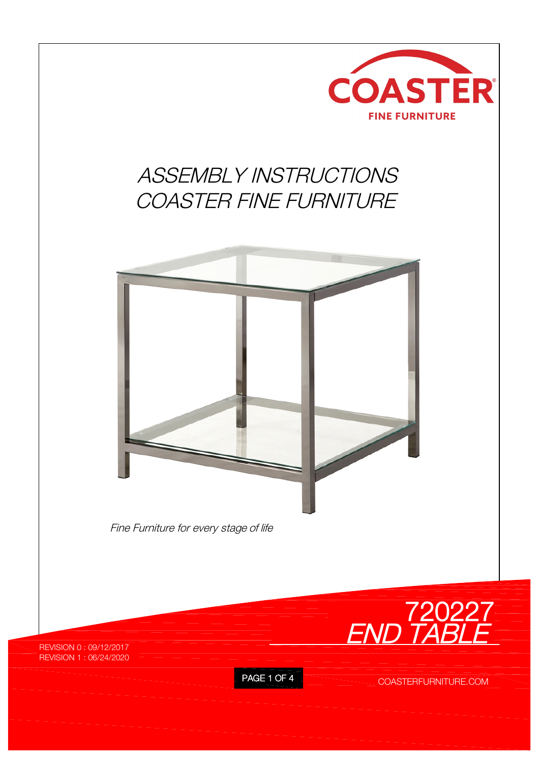COASTER
FINE FURNITURE

# ASSEMBLY INSTRUCTIONS
# COASTER FINE FURNITURE

*Fine Furniture for every stage of life*

## 720227
## END TABLE

REVISION 0 : 09/12/2017
REVISION 1 : 06/24/2020

COASTERFURNITURE.COM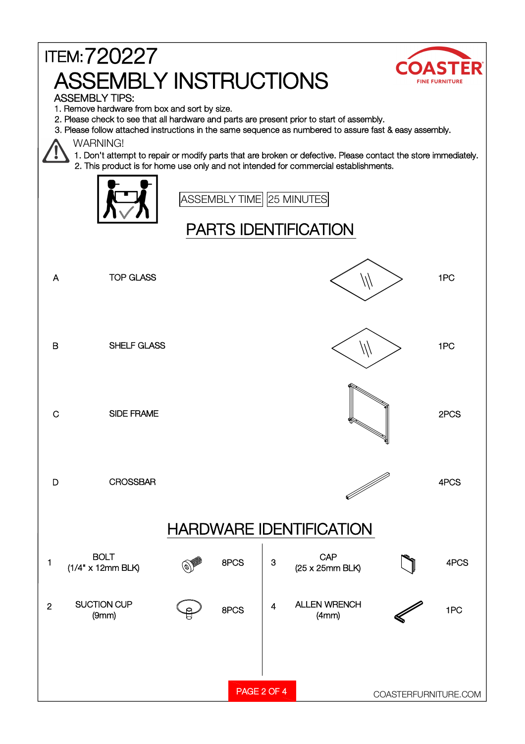ITEM: 720227

# ASSEMBLY INSTRUCTIONS

COASTER
FINE FURNITURE

ASSEMBLY TIPS:

1. Remove hardware from box and sort by size.
2. Please check to see that all hardware and parts are present prior to start of assembly.
3. Please follow attached instructions in the same sequence as numbered to assure fast & easy assembly.

WARNING!

1. Don't attempt to repair or modify parts that are broken or defective. Please contact the store immediately.
2. This product is for home use only and not intended for commercial establishments.

| ASSEMBLY TIME | 25 MINUTES |
|---|---|

## PARTS IDENTIFICATION

| | | |
|---|---|---|
| A | TOP GLASS | 1PC |
| B | SHELF GLASS | 1PC |
| C | SIDE FRAME | 2PCS |
| D | CROSSBAR | 4PCS |

## HARDWARE IDENTIFICATION

| | | |
|---|---|---|
| 1 | BOLT (1/4" x 12mm BLK) | 8PCS |
| 2 | SUCTION CUP (9mm) | 8PCS |
| 3 | CAP (25 x 25mm BLK) | 4PCS |
| 4 | ALLEN WRENCH (4mm) | 1PC |

COASTERFURNITURE.COM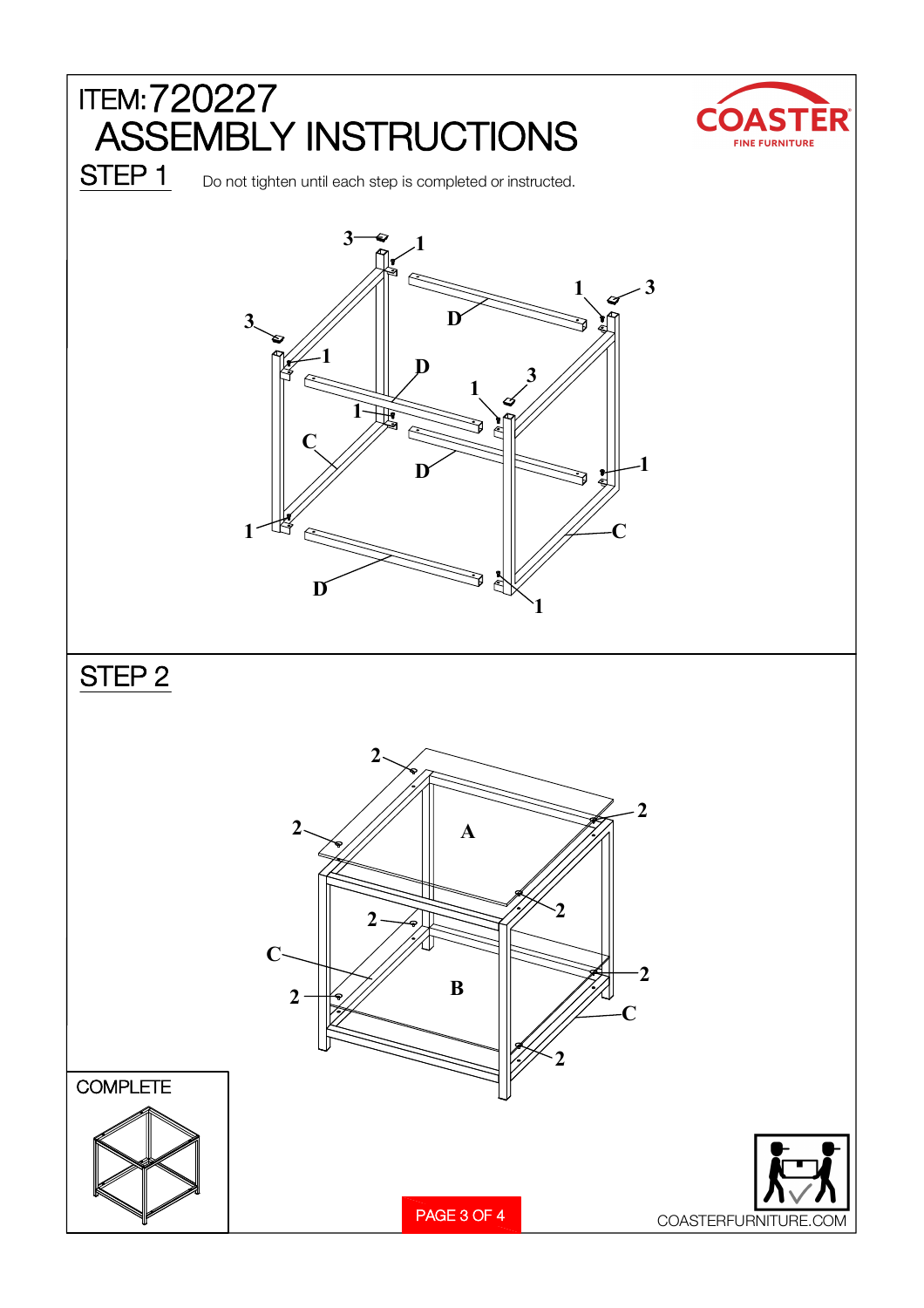# ITEM:720227

# ASSEMBLY INSTRUCTIONS

## STEP 1

Do not tighten until each step is completed or instructed.

## STEP 2

COMPLETE

COASTERFURNITURE.COM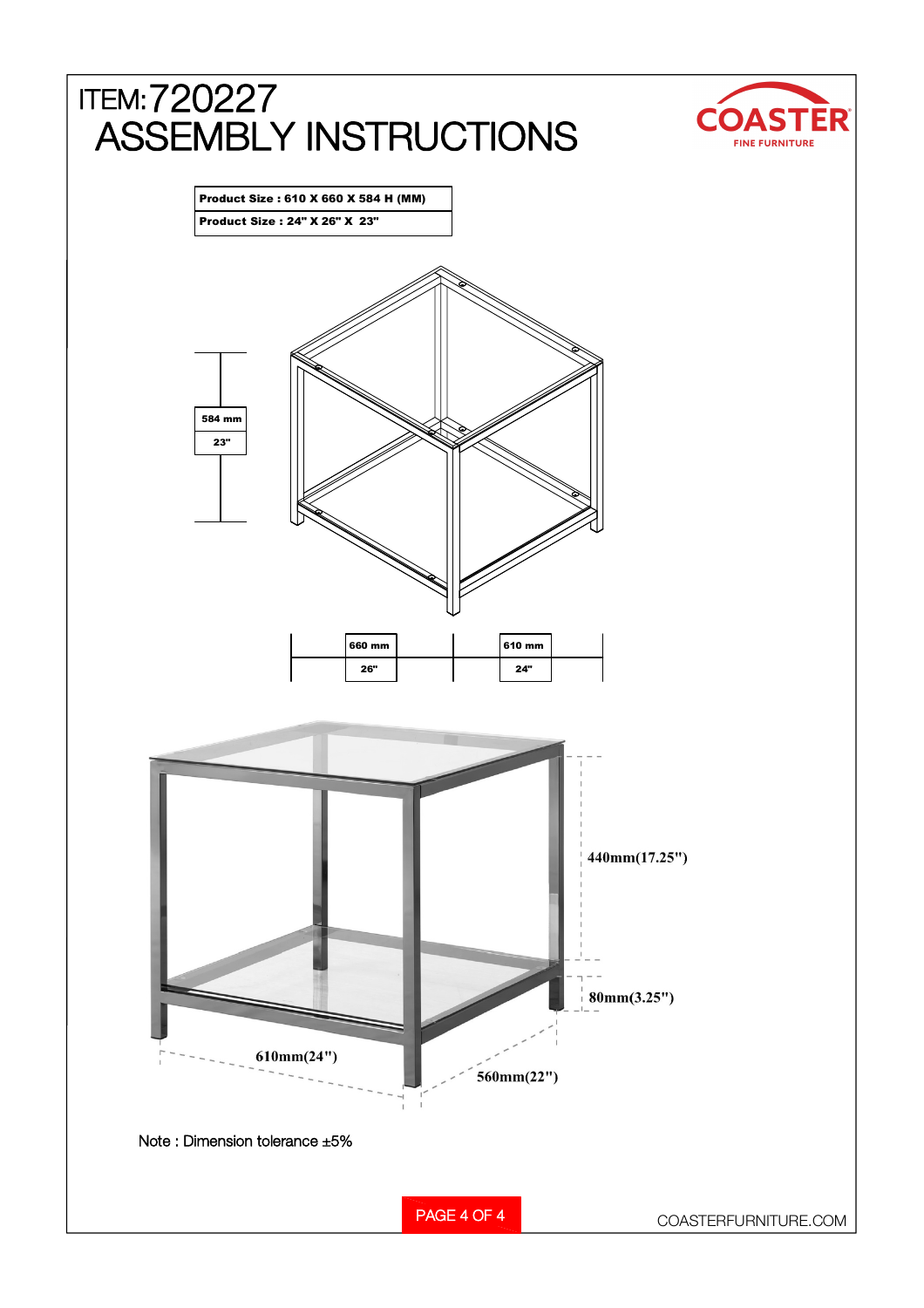# ITEM: 720227
# ASSEMBLY INSTRUCTIONS

COASTER
FINE FURNITURE

| |
|---|
| Product Size : 610 X 660 X 584 H (MM) |
| Product Size : 24" X 26" X 23" |

584 mm
23"

660 mm
26"

610 mm
24"

440mm(17.25")

80mm(3.25")

610mm(24")

560mm(22")

Note : Dimension tolerance ±5%

COASTERFURNITURE.COM